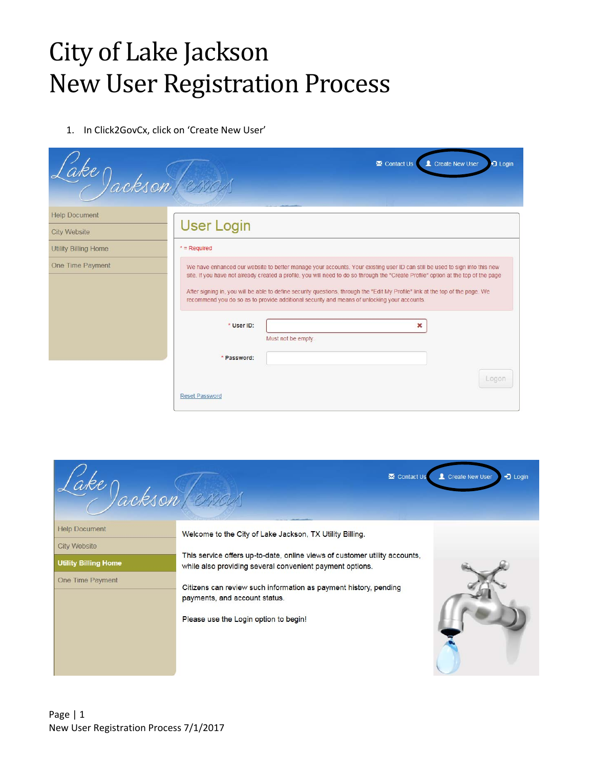# City of Lake Jackson
# New User Registration Process

1. In Click2GovCx, click on 'Create New User'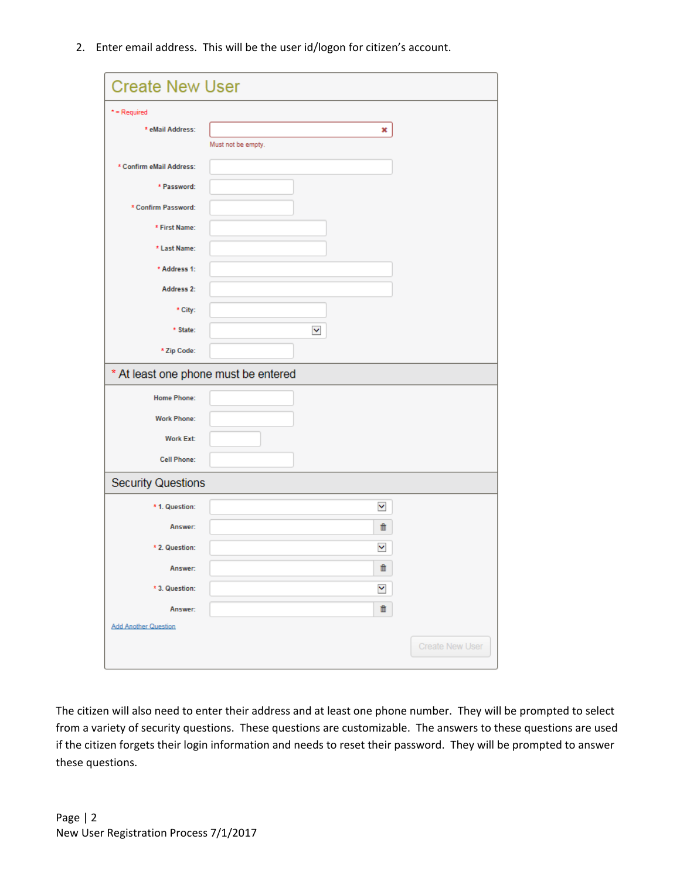2. Enter email address. This will be the user id/logon for citizen's account.

## Create New User

* = Required

* eMail Address:

Must not be empty.

* Confirm eMail Address:

* Password:

* Confirm Password:

* First Name:

* Last Name:

* Address 1:

Address 2:

* City:

* State:

* Zip Code:

### * At least one phone must be entered

Home Phone:

Work Phone:

Work Ext:

Cell Phone:

### Security Questions

* 1. Question:

Answer:

* 2. Question:

Answer:

* 3. Question:

Answer:

Add Another Question

Create New User

The citizen will also need to enter their address and at least one phone number. They will be prompted to select from a variety of security questions. These questions are customizable. The answers to these questions are used if the citizen forgets their login information and needs to reset their password. They will be prompted to answer these questions.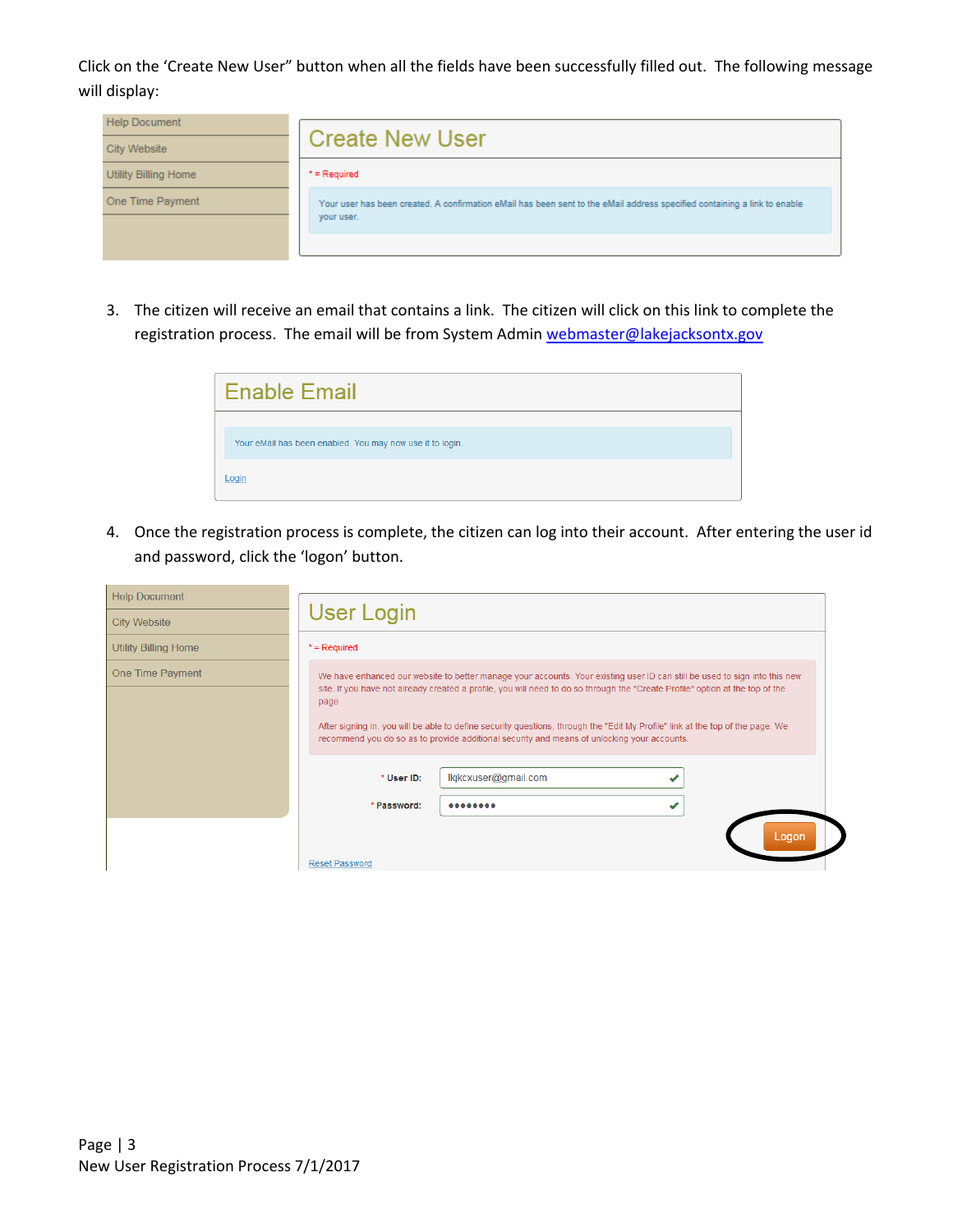Click on the 'Create New User" button when all the fields have been successfully filled out. The following message will display:

Help Document
City Website
Utility Billing Home
One Time Payment

Create New User

* = Required

Your user has been created. A confirmation eMail has been sent to the eMail address specified containing a link to enable your user.

3. The citizen will receive an email that contains a link. The citizen will click on this link to complete the registration process. The email will be from System Admin webmaster@lakejacksontx.gov

Enable Email

Your eMail has been enabled. You may now use it to login.

Login

4. Once the registration process is complete, the citizen can log into their account. After entering the user id and password, click the 'logon' button.

Help Document
City Website
Utility Billing Home
One Time Payment

User Login

* = Required

We have enhanced our website to better manage your accounts. Your existing user ID can still be used to sign into this new site. If you have not already created a profile, you will need to do so through the "Create Profile" option at the top of the page

After signing in, you will be able to define security questions, through the "Edit My Profile" link at the top of the page. We recommend you do so as to provide additional security and means of unlocking your accounts.

* User ID: lkjkcxuser@gmail.com

* Password: ••••••••

Logon

Reset Password

New User Registration Process 7/1/2017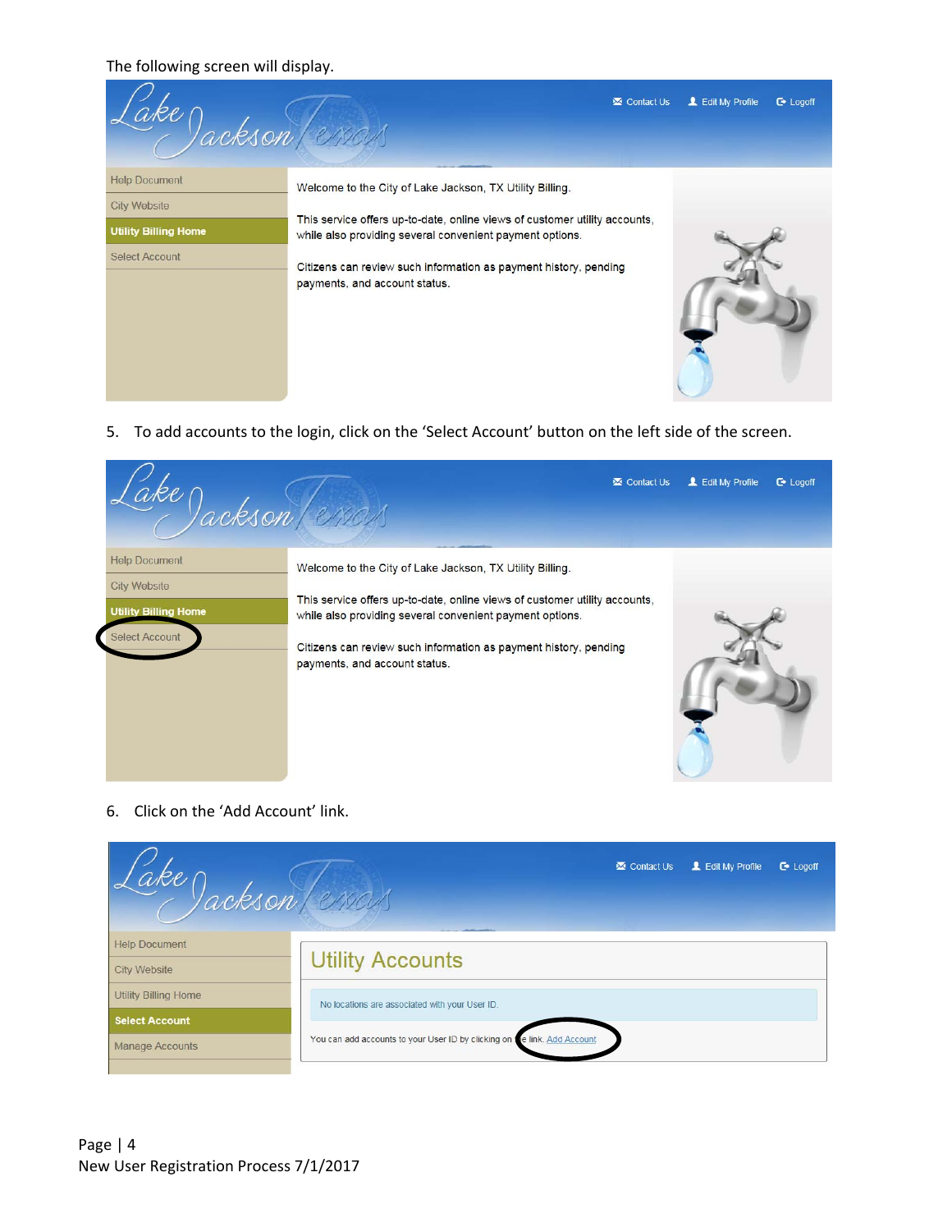The following screen will display.

Help Document

City Website

Utility Billing Home

Select Account

Welcome to the City of Lake Jackson, TX Utility Billing.

This service offers up-to-date, online views of customer utility accounts, while also providing several convenient payment options.

Citizens can review such information as payment history, pending payments, and account status.

5. To add accounts to the login, click on the 'Select Account' button on the left side of the screen.

Help Document

City Website

Utility Billing Home

Select Account

Welcome to the City of Lake Jackson, TX Utility Billing.

This service offers up-to-date, online views of customer utility accounts, while also providing several convenient payment options.

Citizens can review such information as payment history, pending payments, and account status.

6. Click on the 'Add Account' link.

Help Document

City Website

Utility Billing Home

Select Account

Manage Accounts

Utility Accounts

No locations are associated with your User ID.

You can add accounts to your User ID by clicking on the link. Add Account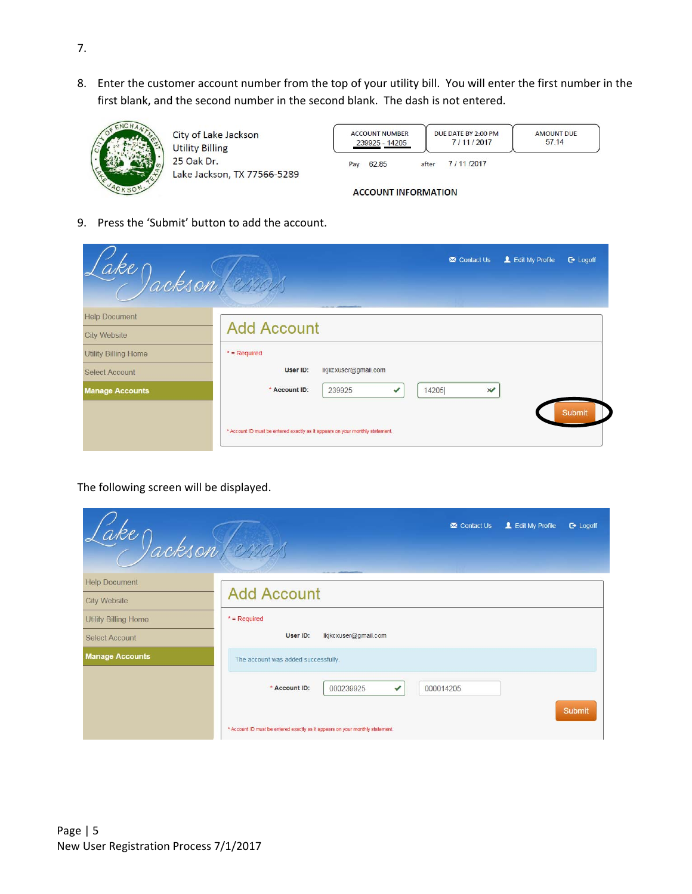7.

8. Enter the customer account number from the top of your utility bill. You will enter the first number in the first blank, and the second number in the second blank. The dash is not entered.

City of Lake Jackson
Utility Billing
25 Oak Dr.
Lake Jackson, TX 77566-5289

| ACCOUNT NUMBER | DUE DATE BY 2:00 PM | AMOUNT DUE |
|---|---|---|
| 239925 - 14205 | 7 / 11 / 2017 | 57.14 |

Pay 62.85 after 7 / 11 /2017

ACCOUNT INFORMATION

9. Press the 'Submit' button to add the account.

Contact Us | Edit My Profile | Logoff

Help Document
City Website
Utility Billing Home
Select Account
Manage Accounts

Add Account

* = Required

User ID: lkjkcxuser@gmail.com

* Account ID: 239925 14205

Submit

* Account ID must be entered exactly as it appears on your monthly statement.

The following screen will be displayed.

Contact Us | Edit My Profile | Logoff

Help Document
City Website
Utility Billing Home
Select Account
Manage Accounts

Add Account

* = Required

User ID: lkjkcxuser@gmail.com

The account was added successfully.

* Account ID: 000239925 000014205

Submit

* Account ID must be entered exactly as it appears on your monthly statement.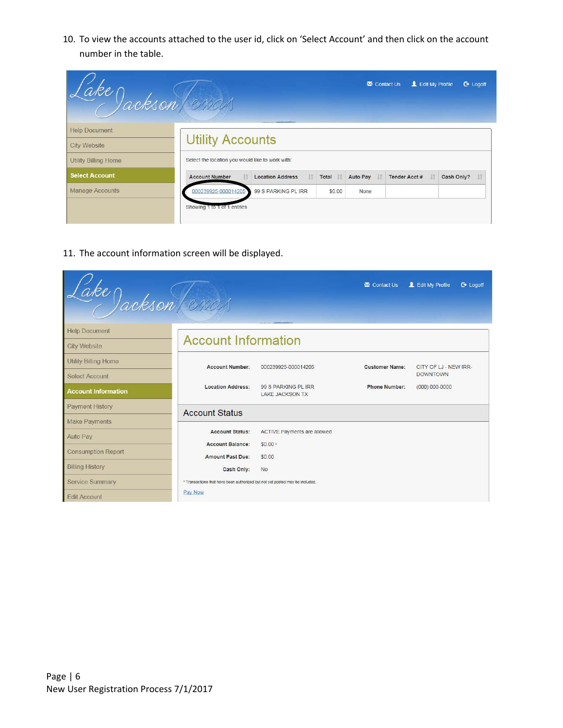10. To view the accounts attached to the user id, click on 'Select Account' and then click on the account number in the table.

Help Document
City Website
Utility Billing Home
Select Account
Manage Accounts

Contact Us | Edit My Profile | Logoff

## Utility Accounts

Select the location you would like to work with:

| Account Number | Location Address | Total | Auto Pay | Tender Acct # | Cash Only? |
|---|---|---|---|---|---|
| 000239925-000014205 | 99 S PARKING PL IRR | $0.00 | None | | |

Showing 1 to 1 of 1 entries

11. The account information screen will be displayed.

Help Document
City Website
Utility Billing Home
Select Account
Account Information
Payment History
Make Payments
Auto Pay
Consumption Report
Billing History
Service Summary
Edit Account

Contact Us | Edit My Profile | Logoff

## Account Information

**Account Number:** 000239925-000014205

**Customer Name:** CITY OF LJ - NEW IRR-DOWNTOWN

**Location Address:** 99 S PARKING PL IRR LAKE JACKSON TX

**Phone Number:** (000) 000-0000

### Account Status

**Account Status:** ACTIVE Payments are allowed

**Account Balance:** $0.00 *

**Amount Past Due:** $0.00

**Cash Only:** No

* Transactions that have been authorized but not yet posted may be included.

Pay Now

New User Registration Process 7/1/2017